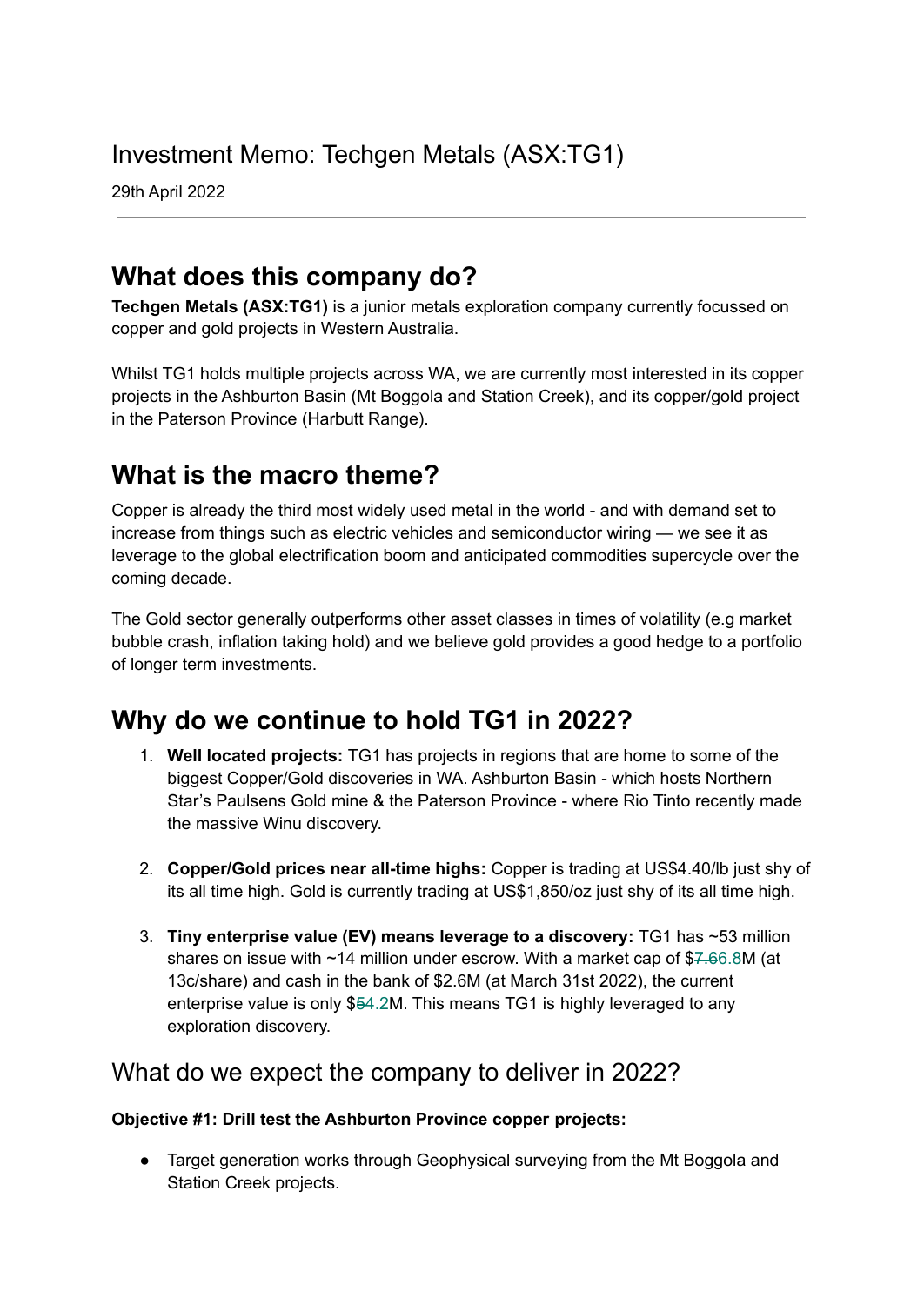# Investment Memo: Techgen Metals (ASX:TG1)

29th April 2022

---

## What does this company do?

**Techgen Metals (ASX:TG1)** is a junior metals exploration company currently focussed on copper and gold projects in Western Australia.

Whilst TG1 holds multiple projects across WA, we are currently most interested in its copper projects in the Ashburton Basin (Mt Boggola and Station Creek), and its copper/gold project in the Paterson Province (Harbutt Range).

## What is the macro theme?

Copper is already the third most widely used metal in the world - and with demand set to increase from things such as electric vehicles and semiconductor wiring — we see it as leverage to the global electrification boom and anticipated commodities supercycle over the coming decade.

The Gold sector generally outperforms other asset classes in times of volatility (e.g market bubble crash, inflation taking hold) and we believe gold provides a good hedge to a portfolio of longer term investments.

## Why do we continue to hold TG1 in 2022?

1. **Well located projects:** TG1 has projects in regions that are home to some of the biggest Copper/Gold discoveries in WA. Ashburton Basin - which hosts Northern Star's Paulsens Gold mine & the Paterson Province - where Rio Tinto recently made the massive Winu discovery.

2. **Copper/Gold prices near all-time highs:** Copper is trading at US$4.40/lb just shy of its all time high. Gold is currently trading at US$1,850/oz just shy of its all time high.

3. **Tiny enterprise value (EV) means leverage to a discovery:** TG1 has ~53 million shares on issue with ~14 million under escrow. With a market cap of $~~7.6~~6.8M (at 13c/share) and cash in the bank of $2.6M (at March 31st 2022), the current enterprise value is only $~~5~~4.2M. This means TG1 is highly leveraged to any exploration discovery.

## What do we expect the company to deliver in 2022?

**Objective #1: Drill test the Ashburton Province copper projects:**

- Target generation works through Geophysical surveying from the Mt Boggola and Station Creek projects.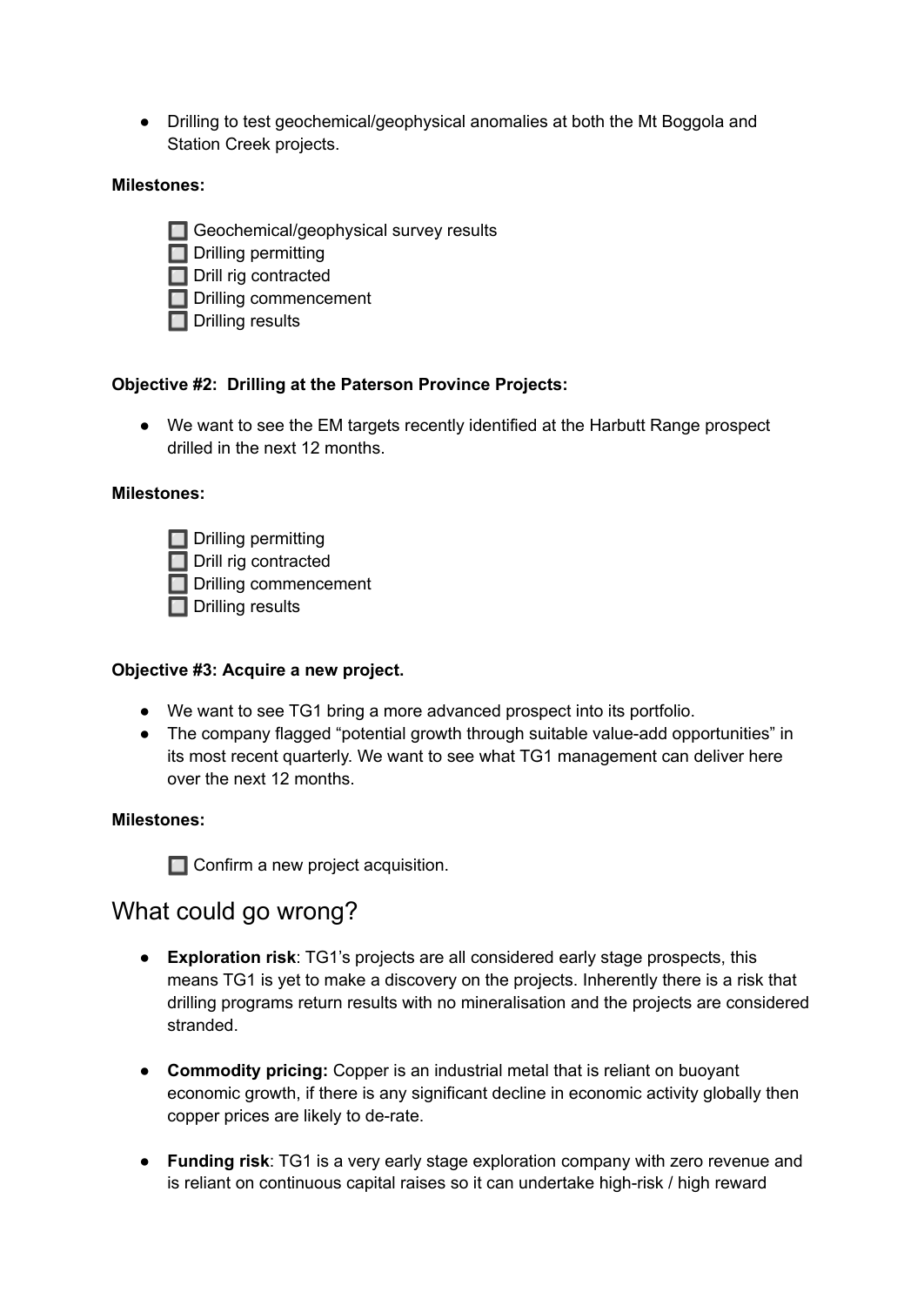- Drilling to test geochemical/geophysical anomalies at both the Mt Boggola and Station Creek projects.

**Milestones:**

⬜ Geochemical/geophysical survey results
⬜ Drilling permitting
⬜ Drill rig contracted
⬜ Drilling commencement
⬜ Drilling results

**Objective #2: Drilling at the Paterson Province Projects:**

- We want to see the EM targets recently identified at the Harbutt Range prospect drilled in the next 12 months.

**Milestones:**

⬜ Drilling permitting
⬜ Drill rig contracted
⬜ Drilling commencement
⬜ Drilling results

**Objective #3: Acquire a new project.**

- We want to see TG1 bring a more advanced prospect into its portfolio.
- The company flagged "potential growth through suitable value-add opportunities" in its most recent quarterly. We want to see what TG1 management can deliver here over the next 12 months.

**Milestones:**

⬜ Confirm a new project acquisition.

## What could go wrong?

- **Exploration risk**: TG1's projects are all considered early stage prospects, this means TG1 is yet to make a discovery on the projects. Inherently there is a risk that drilling programs return results with no mineralisation and the projects are considered stranded.

- **Commodity pricing:** Copper is an industrial metal that is reliant on buoyant economic growth, if there is any significant decline in economic activity globally then copper prices are likely to de-rate.

- **Funding risk**: TG1 is a very early stage exploration company with zero revenue and is reliant on continuous capital raises so it can undertake high-risk / high reward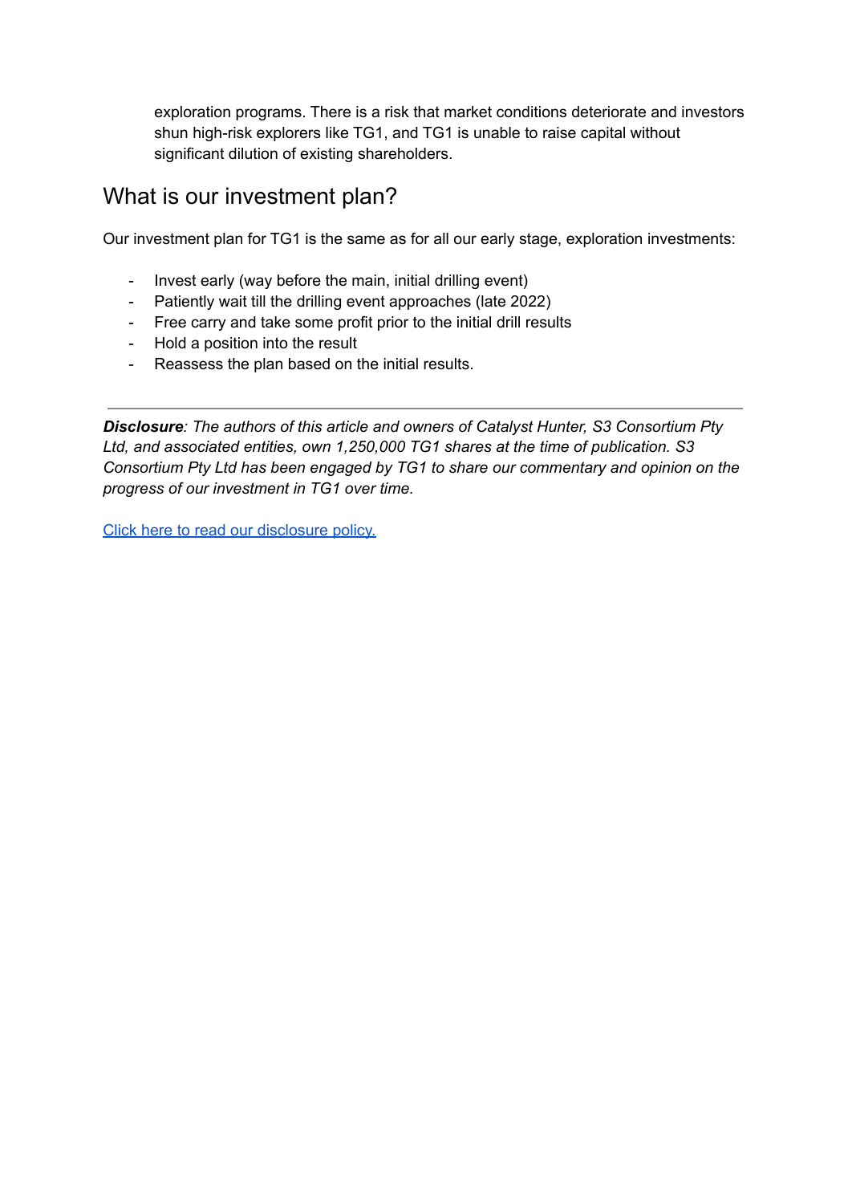exploration programs. There is a risk that market conditions deteriorate and investors shun high-risk explorers like TG1, and TG1 is unable to raise capital without significant dilution of existing shareholders.

## What is our investment plan?

Our investment plan for TG1 is the same as for all our early stage, exploration investments:

- Invest early (way before the main, initial drilling event)
- Patiently wait till the drilling event approaches (late 2022)
- Free carry and take some profit prior to the initial drill results
- Hold a position into the result
- Reassess the plan based on the initial results.

---

***Disclosure****: The authors of this article and owners of Catalyst Hunter, S3 Consortium Pty Ltd, and associated entities, own 1,250,000 TG1 shares at the time of publication. S3 Consortium Pty Ltd has been engaged by TG1 to share our commentary and opinion on the progress of our investment in TG1 over time.*

Click here to read our disclosure policy.